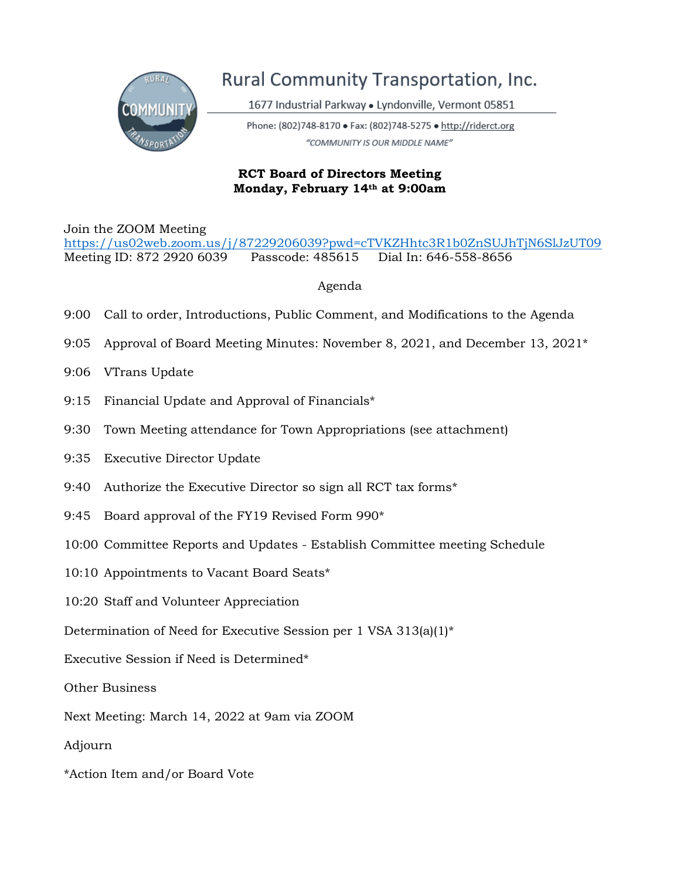# Rural Community Transportation, Inc.

1677 Industrial Parkway • Lyndonville, Vermont 05851

Phone: (802)748-8170 • Fax: (802)748-5275 • http://riderct.org

*"COMMUNITY IS OUR MIDDLE NAME"*

**RCT Board of Directors Meeting**
**Monday, February 14th at 9:00am**

Join the ZOOM Meeting
https://us02web.zoom.us/j/87229206039?pwd=cTVKZHhtc3R1b0ZnSUJhTjN6SlJzUT09
Meeting ID: 872 2920 6039 Passcode: 485615 Dial In: 646-558-8656

Agenda

9:00 Call to order, Introductions, Public Comment, and Modifications to the Agenda

9:05 Approval of Board Meeting Minutes: November 8, 2021, and December 13, 2021*

9:06 VTrans Update

9:15 Financial Update and Approval of Financials*

9:30 Town Meeting attendance for Town Appropriations (see attachment)

9:35 Executive Director Update

9:40 Authorize the Executive Director so sign all RCT tax forms*

9:45 Board approval of the FY19 Revised Form 990*

10:00 Committee Reports and Updates - Establish Committee meeting Schedule

10:10 Appointments to Vacant Board Seats*

10:20 Staff and Volunteer Appreciation

Determination of Need for Executive Session per 1 VSA 313(a)(1)*

Executive Session if Need is Determined*

Other Business

Next Meeting: March 14, 2022 at 9am via ZOOM

Adjourn

*Action Item and/or Board Vote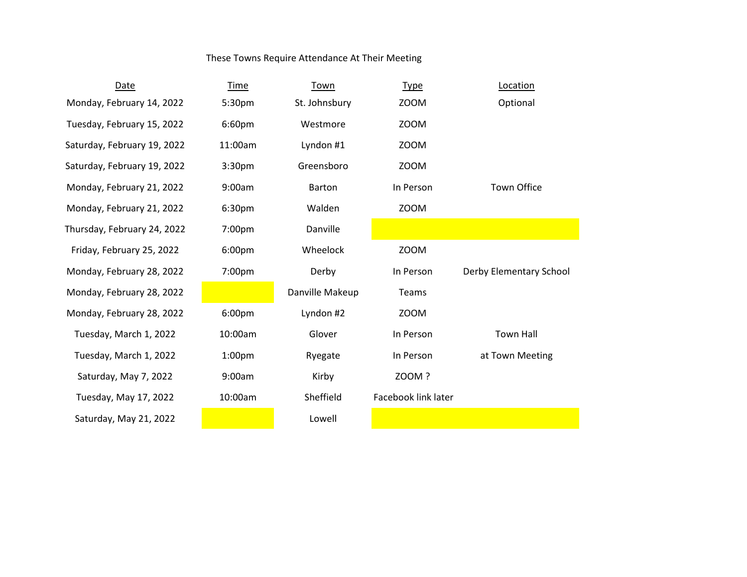These Towns Require Attendance At Their Meeting

| Date | Time | Town | Type | Location |
|---|---|---|---|---|
| Monday, February 14, 2022 | 5:30pm | St. Johnsbury | ZOOM | Optional |
| Tuesday, February 15, 2022 | 6:60pm | Westmore | ZOOM | |
| Saturday, February 19, 2022 | 11:00am | Lyndon #1 | ZOOM | |
| Saturday, February 19, 2022 | 3:30pm | Greensboro | ZOOM | |
| Monday, February 21, 2022 | 9:00am | Barton | In Person | Town Office |
| Monday, February 21, 2022 | 6:30pm | Walden | ZOOM | |
| Thursday, February 24, 2022 | 7:00pm | Danville | | |
| Friday, February 25, 2022 | 6:00pm | Wheelock | ZOOM | |
| Monday, February 28, 2022 | 7:00pm | Derby | In Person | Derby Elementary School |
| Monday, February 28, 2022 | | Danville Makeup | Teams | |
| Monday, February 28, 2022 | 6:00pm | Lyndon #2 | ZOOM | |
| Tuesday, March 1, 2022 | 10:00am | Glover | In Person | Town Hall |
| Tuesday, March 1, 2022 | 1:00pm | Ryegate | In Person | at Town Meeting |
| Saturday, May 7, 2022 | 9:00am | Kirby | ZOOM ? | |
| Tuesday, May 17, 2022 | 10:00am | Sheffield | Facebook link later | |
| Saturday, May 21, 2022 | | Lowell | | |